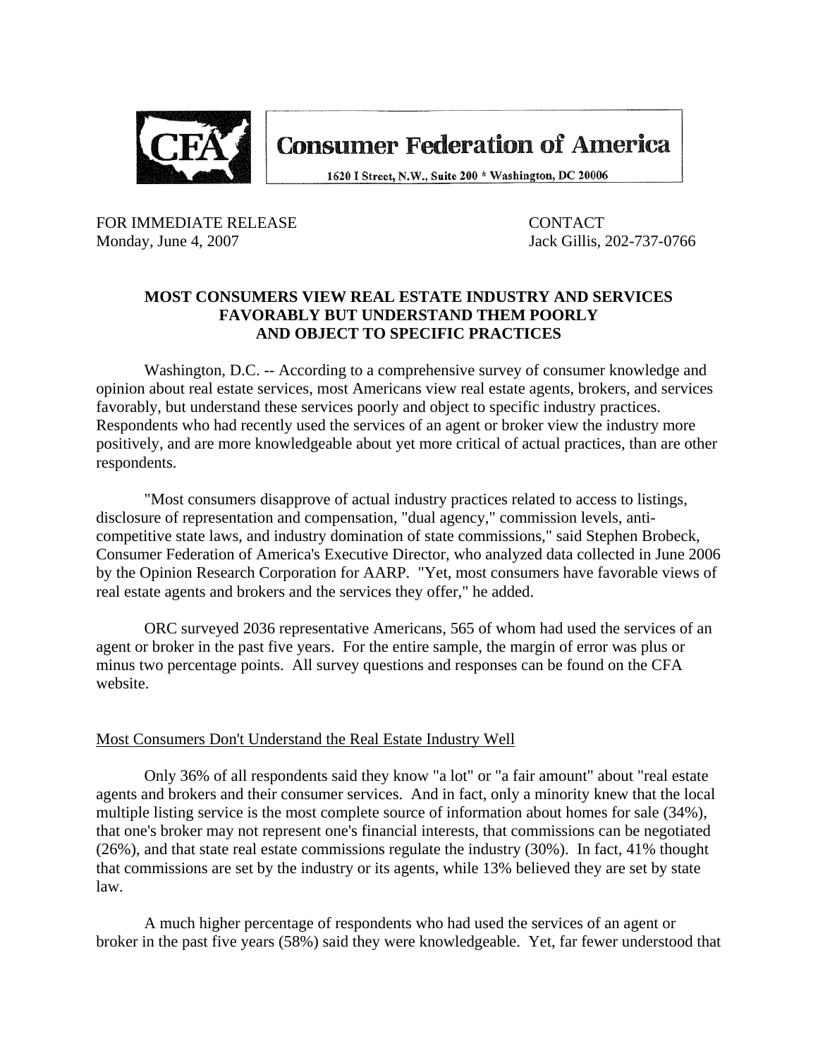**Consumer Federation of America**

1620 I Street, N.W., Suite 200 * Washington, DC 20006

FOR IMMEDIATE RELEASE
Monday, June 4, 2007

CONTACT
Jack Gillis, 202-737-0766

# MOST CONSUMERS VIEW REAL ESTATE INDUSTRY AND SERVICES FAVORABLY BUT UNDERSTAND THEM POORLY AND OBJECT TO SPECIFIC PRACTICES

Washington, D.C. -- According to a comprehensive survey of consumer knowledge and opinion about real estate services, most Americans view real estate agents, brokers, and services favorably, but understand these services poorly and object to specific industry practices. Respondents who had recently used the services of an agent or broker view the industry more positively, and are more knowledgeable about yet more critical of actual practices, than are other respondents.

"Most consumers disapprove of actual industry practices related to access to listings, disclosure of representation and compensation, "dual agency," commission levels, anti-competitive state laws, and industry domination of state commissions," said Stephen Brobeck, Consumer Federation of America's Executive Director, who analyzed data collected in June 2006 by the Opinion Research Corporation for AARP. "Yet, most consumers have favorable views of real estate agents and brokers and the services they offer," he added.

ORC surveyed 2036 representative Americans, 565 of whom had used the services of an agent or broker in the past five years. For the entire sample, the margin of error was plus or minus two percentage points. All survey questions and responses can be found on the CFA website.

## Most Consumers Don't Understand the Real Estate Industry Well

Only 36% of all respondents said they know "a lot" or "a fair amount" about "real estate agents and brokers and their consumer services. And in fact, only a minority knew that the local multiple listing service is the most complete source of information about homes for sale (34%), that one's broker may not represent one's financial interests, that commissions can be negotiated (26%), and that state real estate commissions regulate the industry (30%). In fact, 41% thought that commissions are set by the industry or its agents, while 13% believed they are set by state law.

A much higher percentage of respondents who had used the services of an agent or broker in the past five years (58%) said they were knowledgeable. Yet, far fewer understood that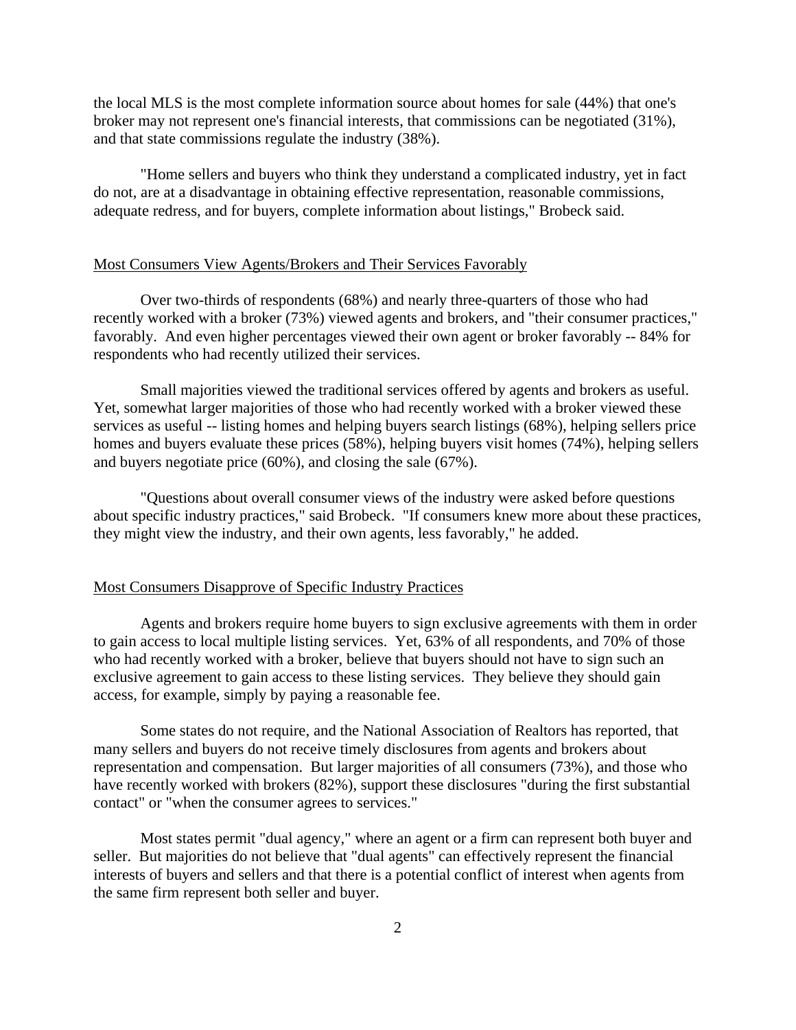the local MLS is the most complete information source about homes for sale (44%) that one's broker may not represent one's financial interests, that commissions can be negotiated (31%), and that state commissions regulate the industry (38%).

"Home sellers and buyers who think they understand a complicated industry, yet in fact do not, are at a disadvantage in obtaining effective representation, reasonable commissions, adequate redress, and for buyers, complete information about listings," Brobeck said.

<u>Most Consumers View Agents/Brokers and Their Services Favorably</u>

Over two-thirds of respondents (68%) and nearly three-quarters of those who had recently worked with a broker (73%) viewed agents and brokers, and "their consumer practices," favorably. And even higher percentages viewed their own agent or broker favorably -- 84% for respondents who had recently utilized their services.

Small majorities viewed the traditional services offered by agents and brokers as useful. Yet, somewhat larger majorities of those who had recently worked with a broker viewed these services as useful -- listing homes and helping buyers search listings (68%), helping sellers price homes and buyers evaluate these prices (58%), helping buyers visit homes (74%), helping sellers and buyers negotiate price (60%), and closing the sale (67%).

"Questions about overall consumer views of the industry were asked before questions about specific industry practices," said Brobeck. "If consumers knew more about these practices, they might view the industry, and their own agents, less favorably," he added.

<u>Most Consumers Disapprove of Specific Industry Practices</u>

Agents and brokers require home buyers to sign exclusive agreements with them in order to gain access to local multiple listing services. Yet, 63% of all respondents, and 70% of those who had recently worked with a broker, believe that buyers should not have to sign such an exclusive agreement to gain access to these listing services. They believe they should gain access, for example, simply by paying a reasonable fee.

Some states do not require, and the National Association of Realtors has reported, that many sellers and buyers do not receive timely disclosures from agents and brokers about representation and compensation. But larger majorities of all consumers (73%), and those who have recently worked with brokers (82%), support these disclosures "during the first substantial contact" or "when the consumer agrees to services."

Most states permit "dual agency," where an agent or a firm can represent both buyer and seller. But majorities do not believe that "dual agents" can effectively represent the financial interests of buyers and sellers and that there is a potential conflict of interest when agents from the same firm represent both seller and buyer.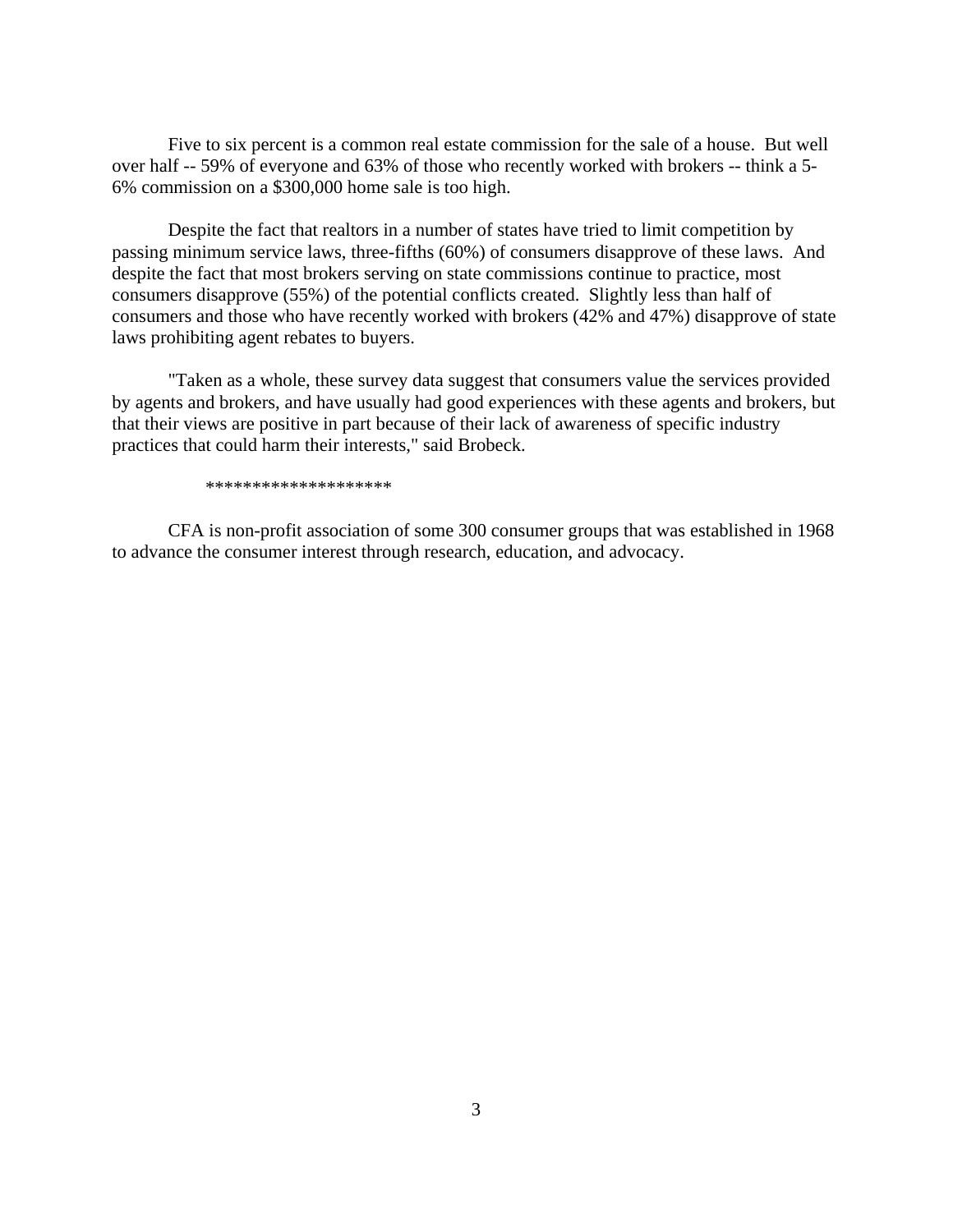Five to six percent is a common real estate commission for the sale of a house. But well over half -- 59% of everyone and 63% of those who recently worked with brokers -- think a 5-6% commission on a $300,000 home sale is too high.

Despite the fact that realtors in a number of states have tried to limit competition by passing minimum service laws, three-fifths (60%) of consumers disapprove of these laws. And despite the fact that most brokers serving on state commissions continue to practice, most consumers disapprove (55%) of the potential conflicts created. Slightly less than half of consumers and those who have recently worked with brokers (42% and 47%) disapprove of state laws prohibiting agent rebates to buyers.

"Taken as a whole, these survey data suggest that consumers value the services provided by agents and brokers, and have usually had good experiences with these agents and brokers, but that their views are positive in part because of their lack of awareness of specific industry practices that could harm their interests," said Brobeck.

********************

CFA is non-profit association of some 300 consumer groups that was established in 1968 to advance the consumer interest through research, education, and advocacy.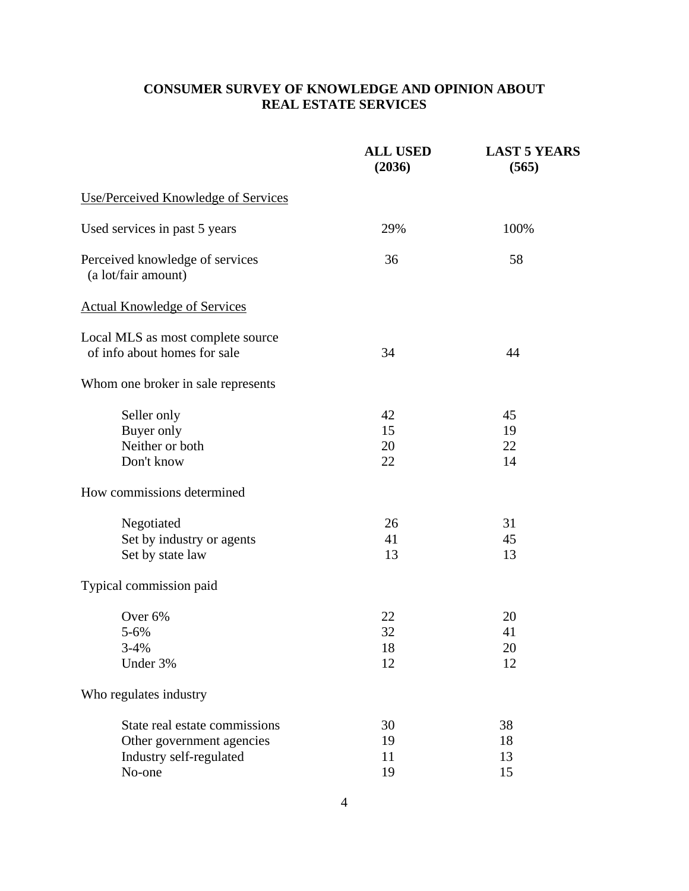## CONSUMER SURVEY OF KNOWLEDGE AND OPINION ABOUT REAL ESTATE SERVICES

| | ALL USED (2036) | LAST 5 YEARS (565) |
|---|---|---|
| Use/Perceived Knowledge of Services | | |
| Used services in past 5 years | 29% | 100% |
| Perceived knowledge of services (a lot/fair amount) | 36 | 58 |
| Actual Knowledge of Services | | |
| Local MLS as most complete source of info about homes for sale | 34 | 44 |
| Whom one broker in sale represents | | |
| Seller only | 42 | 45 |
| Buyer only | 15 | 19 |
| Neither or both | 20 | 22 |
| Don't know | 22 | 14 |
| How commissions determined | | |
| Negotiated | 26 | 31 |
| Set by industry or agents | 41 | 45 |
| Set by state law | 13 | 13 |
| Typical commission paid | | |
| Over 6% | 22 | 20 |
| 5-6% | 32 | 41 |
| 3-4% | 18 | 20 |
| Under 3% | 12 | 12 |
| Who regulates industry | | |
| State real estate commissions | 30 | 38 |
| Other government agencies | 19 | 18 |
| Industry self-regulated | 11 | 13 |
| No-one | 19 | 15 |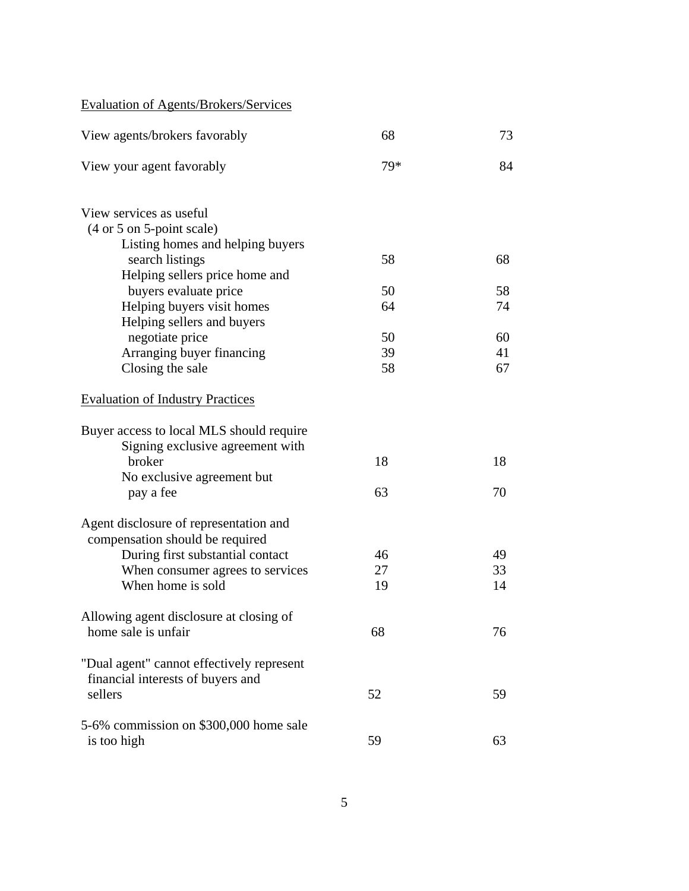| | | |
|---|---|---|
| <u>Evaluation of Agents/Brokers/Services</u> | | |
| View agents/brokers favorably | 68 | 73 |
| View your agent favorably | 79* | 84 |
| View services as useful (4 or 5 on 5-point scale) | | |
| Listing homes and helping buyers search listings | 58 | 68 |
| Helping sellers price home and buyers evaluate price | 50 | 58 |
| Helping buyers visit homes | 64 | 74 |
| Helping sellers and buyers negotiate price | 50 | 60 |
| Arranging buyer financing | 39 | 41 |
| Closing the sale | 58 | 67 |
| <u>Evaluation of Industry Practices</u> | | |
| Buyer access to local MLS should require | | |
| Signing exclusive agreement with broker | 18 | 18 |
| No exclusive agreement but pay a fee | 63 | 70 |
| Agent disclosure of representation and compensation should be required | | |
| During first substantial contact | 46 | 49 |
| When consumer agrees to services | 27 | 33 |
| When home is sold | 19 | 14 |
| Allowing agent disclosure at closing of home sale is unfair | 68 | 76 |
| "Dual agent" cannot effectively represent financial interests of buyers and sellers | 52 | 59 |
| 5-6% commission on $300,000 home sale is too high | 59 | 63 |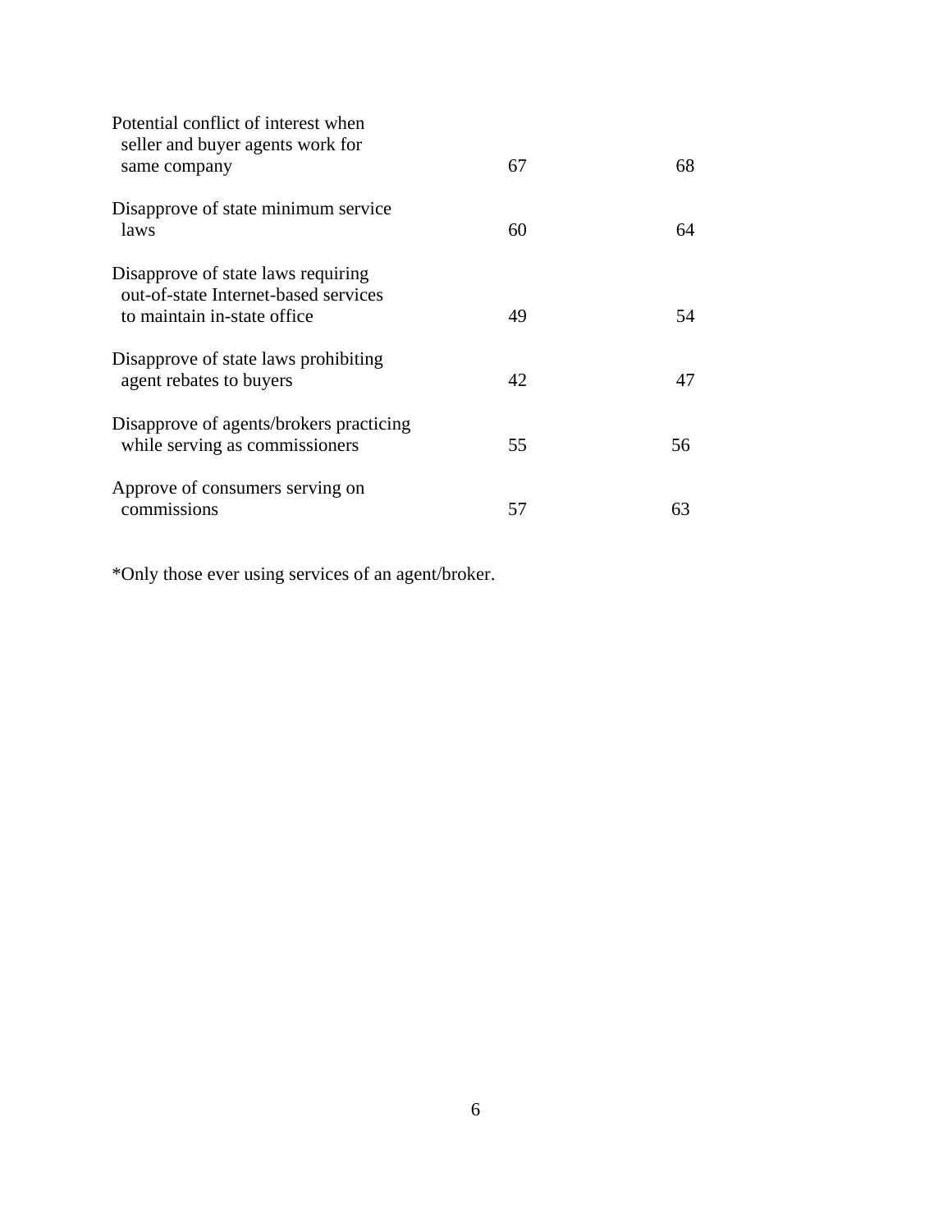| | | |
|---|---|---|
| Potential conflict of interest when seller and buyer agents work for same company | 67 | 68 |
| Disapprove of state minimum service laws | 60 | 64 |
| Disapprove of state laws requiring out-of-state Internet-based services to maintain in-state office | 49 | 54 |
| Disapprove of state laws prohibiting agent rebates to buyers | 42 | 47 |
| Disapprove of agents/brokers practicing while serving as commissioners | 55 | 56 |
| Approve of consumers serving on commissions | 57 | 63 |

*Only those ever using services of an agent/broker.